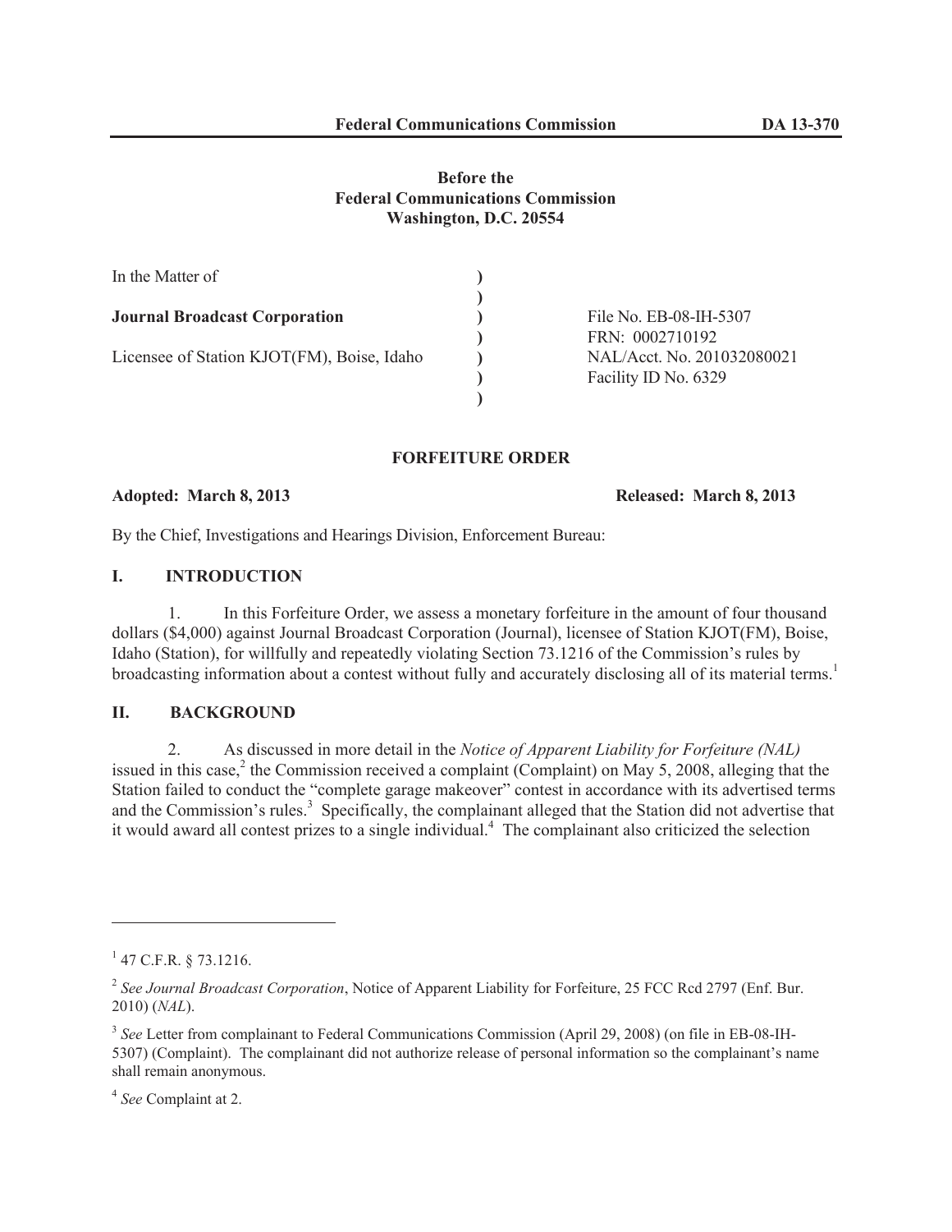**Federal Communications Commission DA 13-370**

**Before the**
**Federal Communications Commission**
**Washington, D.C. 20554**

| | | |
|---|---|---|
| In the Matter of | ) | |
| | ) | |
| **Journal Broadcast Corporation** | ) | File No. EB-08-IH-5307 |
| | ) | FRN: 0002710192 |
| Licensee of Station KJOT(FM), Boise, Idaho | ) | NAL/Acct. No. 201032080021 |
| | ) | Facility ID No. 6329 |
| | ) | |

**FORFEITURE ORDER**

**Adopted: March 8, 2013** **Released: March 8, 2013**

By the Chief, Investigations and Hearings Division, Enforcement Bureau:

## I. INTRODUCTION

1. In this Forfeiture Order, we assess a monetary forfeiture in the amount of four thousand dollars ($4,000) against Journal Broadcast Corporation (Journal), licensee of Station KJOT(FM), Boise, Idaho (Station), for willfully and repeatedly violating Section 73.1216 of the Commission's rules by broadcasting information about a contest without fully and accurately disclosing all of its material terms.[1]

## II. BACKGROUND

2. As discussed in more detail in the *Notice of Apparent Liability for Forfeiture (NAL)* issued in this case,[2] the Commission received a complaint (Complaint) on May 5, 2008, alleging that the Station failed to conduct the "complete garage makeover" contest in accordance with its advertised terms and the Commission's rules.[3] Specifically, the complainant alleged that the Station did not advertise that it would award all contest prizes to a single individual.[4] The complainant also criticized the selection

---

[1] 47 C.F.R. § 73.1216.

[2] *See Journal Broadcast Corporation*, Notice of Apparent Liability for Forfeiture, 25 FCC Rcd 2797 (Enf. Bur. 2010) (*NAL*).

[3] *See* Letter from complainant to Federal Communications Commission (April 29, 2008) (on file in EB-08-IH-5307) (Complaint). The complainant did not authorize release of personal information so the complainant's name shall remain anonymous.

[4] *See* Complaint at 2.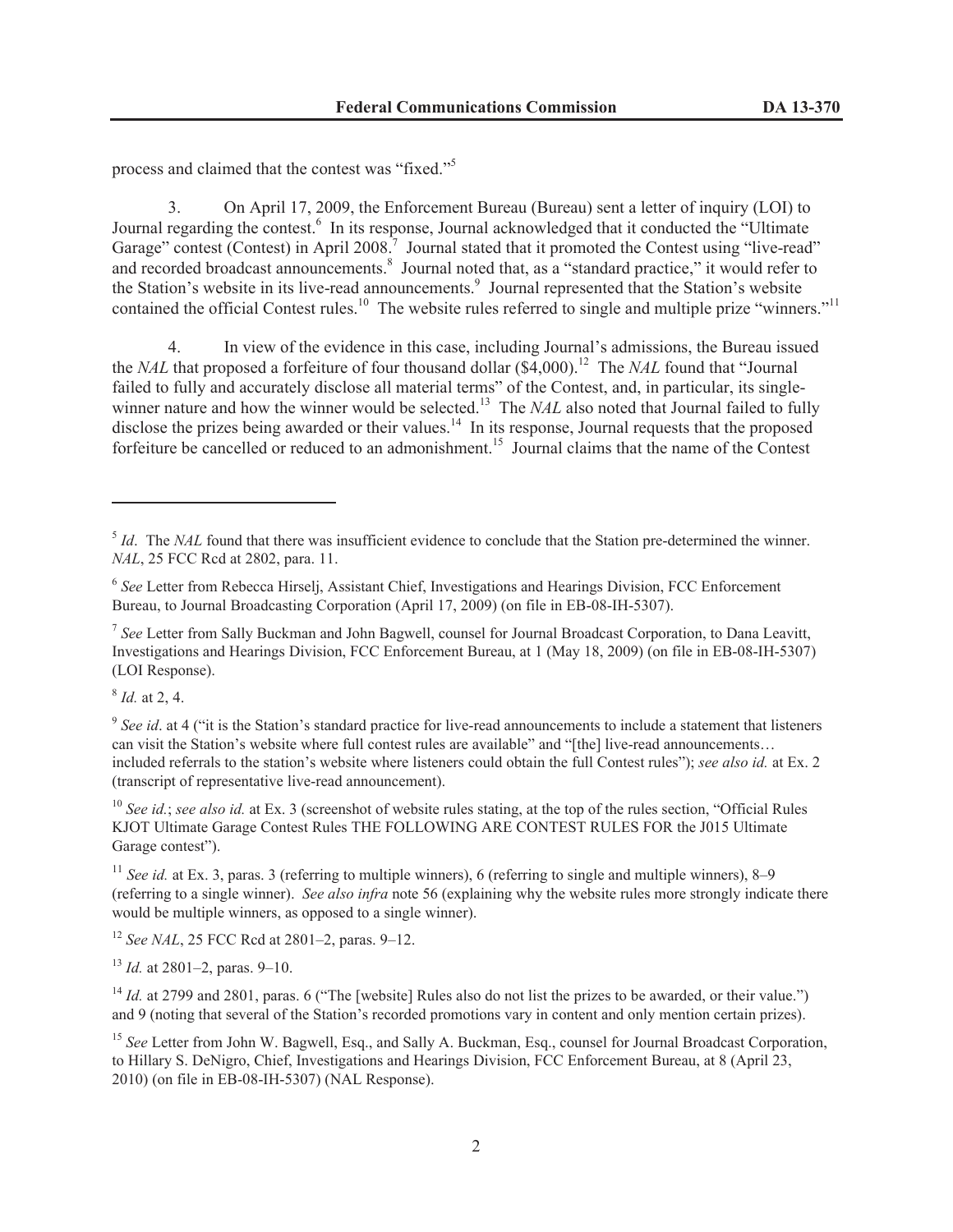process and claimed that the contest was "fixed."[5]

3. On April 17, 2009, the Enforcement Bureau (Bureau) sent a letter of inquiry (LOI) to Journal regarding the contest.[6] In its response, Journal acknowledged that it conducted the "Ultimate Garage" contest (Contest) in April 2008.[7] Journal stated that it promoted the Contest using "live-read" and recorded broadcast announcements.[8] Journal noted that, as a "standard practice," it would refer to the Station's website in its live-read announcements.[9] Journal represented that the Station's website contained the official Contest rules.[10] The website rules referred to single and multiple prize "winners."[11]

4. In view of the evidence in this case, including Journal's admissions, the Bureau issued the *NAL* that proposed a forfeiture of four thousand dollar ($4,000).[12] The *NAL* found that "Journal failed to fully and accurately disclose all material terms" of the Contest, and, in particular, its single-winner nature and how the winner would be selected.[13] The *NAL* also noted that Journal failed to fully disclose the prizes being awarded or their values.[14] In its response, Journal requests that the proposed forfeiture be cancelled or reduced to an admonishment.[15] Journal claims that the name of the Contest

---

[5] *Id*. The *NAL* found that there was insufficient evidence to conclude that the Station pre-determined the winner. *NAL*, 25 FCC Rcd at 2802, para. 11.

[6] *See* Letter from Rebecca Hirselj, Assistant Chief, Investigations and Hearings Division, FCC Enforcement Bureau, to Journal Broadcasting Corporation (April 17, 2009) (on file in EB-08-IH-5307).

[7] *See* Letter from Sally Buckman and John Bagwell, counsel for Journal Broadcast Corporation, to Dana Leavitt, Investigations and Hearings Division, FCC Enforcement Bureau, at 1 (May 18, 2009) (on file in EB-08-IH-5307) (LOI Response).

[8] *Id.* at 2, 4.

[9] *See id*. at 4 ("it is the Station's standard practice for live-read announcements to include a statement that listeners can visit the Station's website where full contest rules are available" and "[the] live-read announcements… included referrals to the station's website where listeners could obtain the full Contest rules"); *see also id.* at Ex. 2 (transcript of representative live-read announcement).

[10] *See id.*; *see also id.* at Ex. 3 (screenshot of website rules stating, at the top of the rules section, "Official Rules KJOT Ultimate Garage Contest Rules THE FOLLOWING ARE CONTEST RULES FOR the J015 Ultimate Garage contest").

[11] *See id.* at Ex. 3, paras. 3 (referring to multiple winners), 6 (referring to single and multiple winners), 8–9 (referring to a single winner). *See also infra* note 56 (explaining why the website rules more strongly indicate there would be multiple winners, as opposed to a single winner).

[12] *See NAL*, 25 FCC Rcd at 2801–2, paras. 9–12.

[13] *Id.* at 2801–2, paras. 9–10.

[14] *Id.* at 2799 and 2801, paras. 6 ("The [website] Rules also do not list the prizes to be awarded, or their value.") and 9 (noting that several of the Station's recorded promotions vary in content and only mention certain prizes).

[15] *See* Letter from John W. Bagwell, Esq., and Sally A. Buckman, Esq., counsel for Journal Broadcast Corporation, to Hillary S. DeNigro, Chief, Investigations and Hearings Division, FCC Enforcement Bureau, at 8 (April 23, 2010) (on file in EB-08-IH-5307) (NAL Response).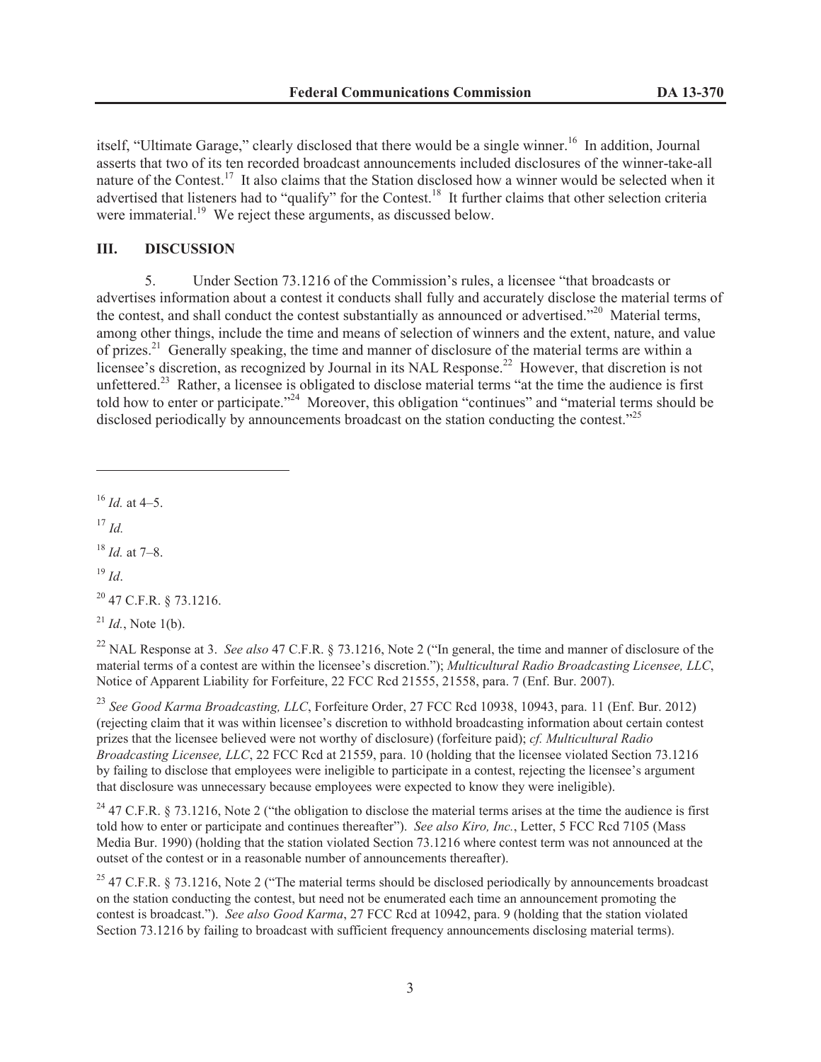itself, "Ultimate Garage," clearly disclosed that there would be a single winner.[16] In addition, Journal asserts that two of its ten recorded broadcast announcements included disclosures of the winner-take-all nature of the Contest.[17] It also claims that the Station disclosed how a winner would be selected when it advertised that listeners had to "qualify" for the Contest.[18] It further claims that other selection criteria were immaterial.[19] We reject these arguments, as discussed below.

## III. DISCUSSION

5. Under Section 73.1216 of the Commission's rules, a licensee "that broadcasts or advertises information about a contest it conducts shall fully and accurately disclose the material terms of the contest, and shall conduct the contest substantially as announced or advertised."[20] Material terms, among other things, include the time and means of selection of winners and the extent, nature, and value of prizes.[21] Generally speaking, the time and manner of disclosure of the material terms are within a licensee's discretion, as recognized by Journal in its NAL Response.[22] However, that discretion is not unfettered.[23] Rather, a licensee is obligated to disclose material terms "at the time the audience is first told how to enter or participate."[24] Moreover, this obligation "continues" and "material terms should be disclosed periodically by announcements broadcast on the station conducting the contest."[25]

---

[16] *Id.* at 4–5.

[17] *Id.*

[18] *Id.* at 7–8.

[19] *Id*.

[20] 47 C.F.R. § 73.1216.

[21] *Id.*, Note 1(b).

[22] NAL Response at 3. *See also* 47 C.F.R. § 73.1216, Note 2 ("In general, the time and manner of disclosure of the material terms of a contest are within the licensee's discretion."); *Multicultural Radio Broadcasting Licensee, LLC*, Notice of Apparent Liability for Forfeiture, 22 FCC Rcd 21555, 21558, para. 7 (Enf. Bur. 2007).

[23] *See Good Karma Broadcasting, LLC*, Forfeiture Order, 27 FCC Rcd 10938, 10943, para. 11 (Enf. Bur. 2012) (rejecting claim that it was within licensee's discretion to withhold broadcasting information about certain contest prizes that the licensee believed were not worthy of disclosure) (forfeiture paid); *cf. Multicultural Radio Broadcasting Licensee, LLC*, 22 FCC Rcd at 21559, para. 10 (holding that the licensee violated Section 73.1216 by failing to disclose that employees were ineligible to participate in a contest, rejecting the licensee's argument that disclosure was unnecessary because employees were expected to know they were ineligible).

[24] 47 C.F.R. § 73.1216, Note 2 ("the obligation to disclose the material terms arises at the time the audience is first told how to enter or participate and continues thereafter"). *See also Kiro, Inc.*, Letter, 5 FCC Rcd 7105 (Mass Media Bur. 1990) (holding that the station violated Section 73.1216 where contest term was not announced at the outset of the contest or in a reasonable number of announcements thereafter).

[25] 47 C.F.R. § 73.1216, Note 2 ("The material terms should be disclosed periodically by announcements broadcast on the station conducting the contest, but need not be enumerated each time an announcement promoting the contest is broadcast."). *See also Good Karma*, 27 FCC Rcd at 10942, para. 9 (holding that the station violated Section 73.1216 by failing to broadcast with sufficient frequency announcements disclosing material terms).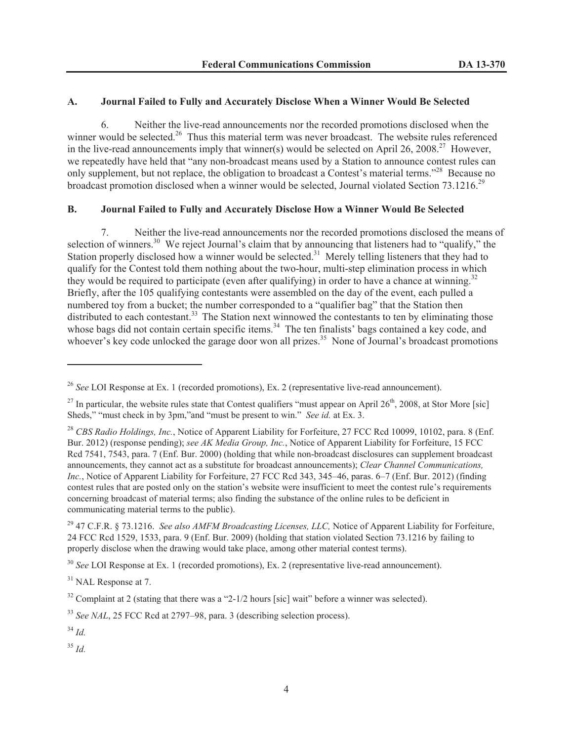### A. Journal Failed to Fully and Accurately Disclose When a Winner Would Be Selected

6. Neither the live-read announcements nor the recorded promotions disclosed when the winner would be selected.[26] Thus this material term was never broadcast. The website rules referenced in the live-read announcements imply that winner(s) would be selected on April 26, 2008.[27] However, we repeatedly have held that "any non-broadcast means used by a Station to announce contest rules can only supplement, but not replace, the obligation to broadcast a Contest's material terms."[28] Because no broadcast promotion disclosed when a winner would be selected, Journal violated Section 73.1216.[29]

### B. Journal Failed to Fully and Accurately Disclose How a Winner Would Be Selected

7. Neither the live-read announcements nor the recorded promotions disclosed the means of selection of winners.[30] We reject Journal's claim that by announcing that listeners had to "qualify," the Station properly disclosed how a winner would be selected.[31] Merely telling listeners that they had to qualify for the Contest told them nothing about the two-hour, multi-step elimination process in which they would be required to participate (even after qualifying) in order to have a chance at winning.[32] Briefly, after the 105 qualifying contestants were assembled on the day of the event, each pulled a numbered toy from a bucket; the number corresponded to a "qualifier bag" that the Station then distributed to each contestant.[33] The Station next winnowed the contestants to ten by eliminating those whose bags did not contain certain specific items.[34] The ten finalists' bags contained a key code, and whoever's key code unlocked the garage door won all prizes.[35] None of Journal's broadcast promotions

---

[26] *See* LOI Response at Ex. 1 (recorded promotions), Ex. 2 (representative live-read announcement).

[27] In particular, the website rules state that Contest qualifiers "must appear on April 26th, 2008, at Stor More [sic] Sheds," "must check in by 3pm,"and "must be present to win." *See id.* at Ex. 3.

[28] *CBS Radio Holdings, Inc.*, Notice of Apparent Liability for Forfeiture, 27 FCC Rcd 10099, 10102, para. 8 (Enf. Bur. 2012) (response pending); *see AK Media Group, Inc.*, Notice of Apparent Liability for Forfeiture, 15 FCC Rcd 7541, 7543, para. 7 (Enf. Bur. 2000) (holding that while non-broadcast disclosures can supplement broadcast announcements, they cannot act as a substitute for broadcast announcements); *Clear Channel Communications, Inc.*, Notice of Apparent Liability for Forfeiture, 27 FCC Rcd 343, 345–46, paras. 6–7 (Enf. Bur. 2012) (finding contest rules that are posted only on the station's website were insufficient to meet the contest rule's requirements concerning broadcast of material terms; also finding the substance of the online rules to be deficient in communicating material terms to the public).

[29] 47 C.F.R. § 73.1216. *See also AMFM Broadcasting Licenses, LLC,* Notice of Apparent Liability for Forfeiture, 24 FCC Rcd 1529, 1533, para. 9 (Enf. Bur. 2009) (holding that station violated Section 73.1216 by failing to properly disclose when the drawing would take place, among other material contest terms).

[30] *See* LOI Response at Ex. 1 (recorded promotions), Ex. 2 (representative live-read announcement).

[31] NAL Response at 7.

[32] Complaint at 2 (stating that there was a "2-1/2 hours [sic] wait" before a winner was selected).

[33] *See NAL*, 25 FCC Rcd at 2797–98, para. 3 (describing selection process).

[34] *Id.*

[35] *Id.*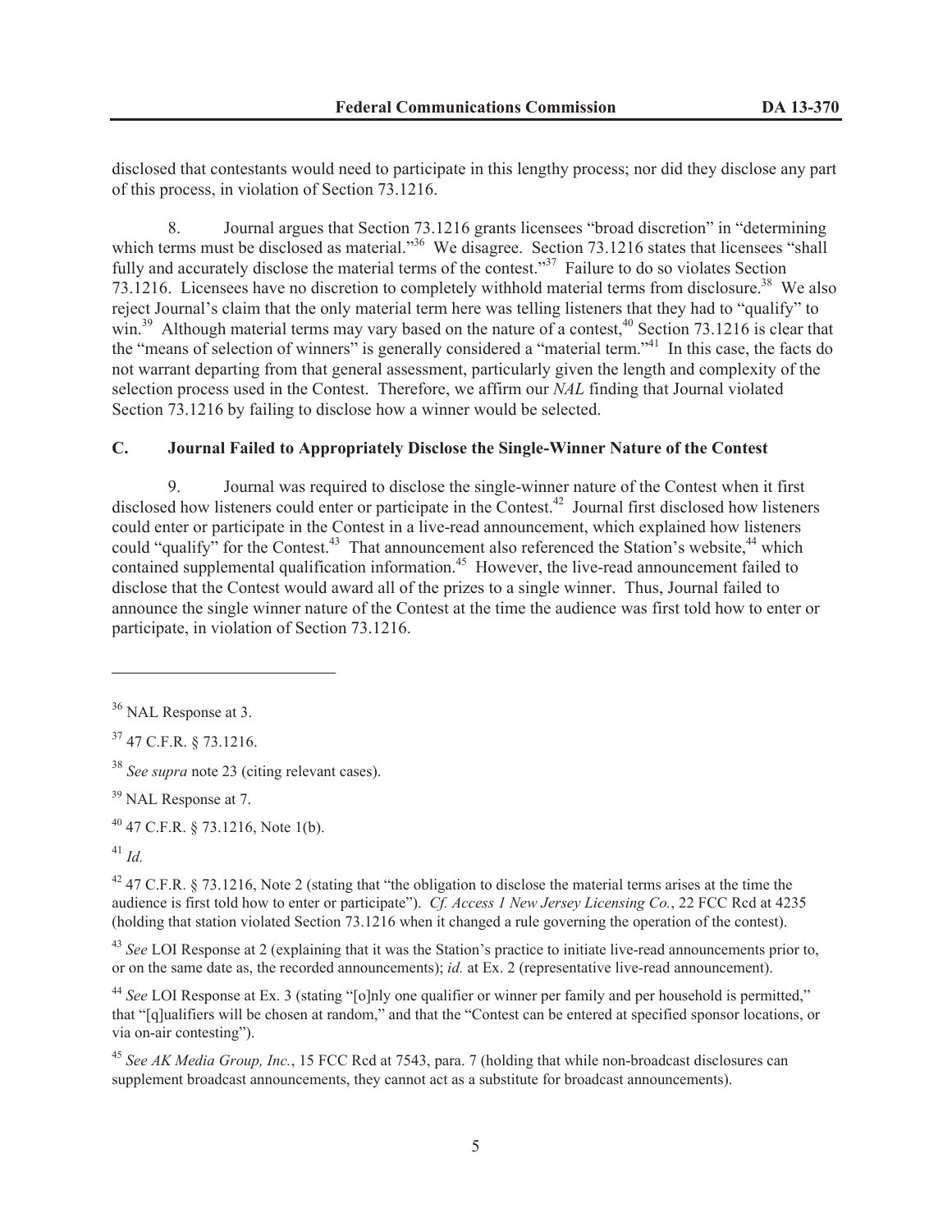disclosed that contestants would need to participate in this lengthy process; nor did they disclose any part of this process, in violation of Section 73.1216.

8. Journal argues that Section 73.1216 grants licensees "broad discretion" in "determining which terms must be disclosed as material."[36] We disagree. Section 73.1216 states that licensees "shall fully and accurately disclose the material terms of the contest."[37] Failure to do so violates Section 73.1216. Licensees have no discretion to completely withhold material terms from disclosure.[38] We also reject Journal's claim that the only material term here was telling listeners that they had to "qualify" to win.[39] Although material terms may vary based on the nature of a contest,[40] Section 73.1216 is clear that the "means of selection of winners" is generally considered a "material term."[41] In this case, the facts do not warrant departing from that general assessment, particularly given the length and complexity of the selection process used in the Contest. Therefore, we affirm our *NAL* finding that Journal violated Section 73.1216 by failing to disclose how a winner would be selected.

## C. Journal Failed to Appropriately Disclose the Single-Winner Nature of the Contest

9. Journal was required to disclose the single-winner nature of the Contest when it first disclosed how listeners could enter or participate in the Contest.[42] Journal first disclosed how listeners could enter or participate in the Contest in a live-read announcement, which explained how listeners could "qualify" for the Contest.[43] That announcement also referenced the Station's website,[44] which contained supplemental qualification information.[45] However, the live-read announcement failed to disclose that the Contest would award all of the prizes to a single winner. Thus, Journal failed to announce the single winner nature of the Contest at the time the audience was first told how to enter or participate, in violation of Section 73.1216.

---

[36] NAL Response at 3.

[37] 47 C.F.R. § 73.1216.

[38] *See supra* note 23 (citing relevant cases).

[39] NAL Response at 7.

[40] 47 C.F.R. § 73.1216, Note 1(b).

[41] *Id.*

[42] 47 C.F.R. § 73.1216, Note 2 (stating that "the obligation to disclose the material terms arises at the time the audience is first told how to enter or participate"). *Cf. Access 1 New Jersey Licensing Co.*, 22 FCC Rcd at 4235 (holding that station violated Section 73.1216 when it changed a rule governing the operation of the contest).

[43] *See* LOI Response at 2 (explaining that it was the Station's practice to initiate live-read announcements prior to, or on the same date as, the recorded announcements); *id.* at Ex. 2 (representative live-read announcement).

[44] *See* LOI Response at Ex. 3 (stating "[o]nly one qualifier or winner per family and per household is permitted," that "[q]ualifiers will be chosen at random," and that the "Contest can be entered at specified sponsor locations, or via on-air contesting").

[45] *See AK Media Group, Inc.*, 15 FCC Rcd at 7543, para. 7 (holding that while non-broadcast disclosures can supplement broadcast announcements, they cannot act as a substitute for broadcast announcements).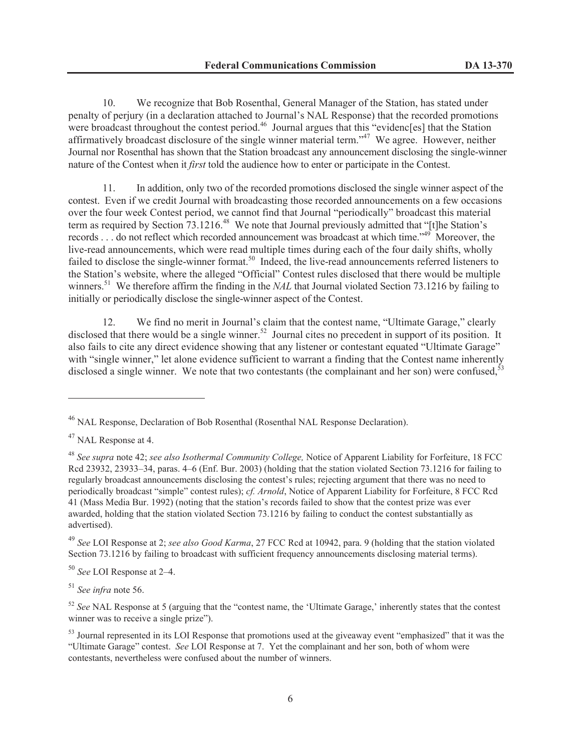10. We recognize that Bob Rosenthal, General Manager of the Station, has stated under penalty of perjury (in a declaration attached to Journal's NAL Response) that the recorded promotions were broadcast throughout the contest period.[46] Journal argues that this "evidenc[es] that the Station affirmatively broadcast disclosure of the single winner material term."[47] We agree. However, neither Journal nor Rosenthal has shown that the Station broadcast any announcement disclosing the single-winner nature of the Contest when it *first* told the audience how to enter or participate in the Contest.

11. In addition, only two of the recorded promotions disclosed the single winner aspect of the contest. Even if we credit Journal with broadcasting those recorded announcements on a few occasions over the four week Contest period, we cannot find that Journal "periodically" broadcast this material term as required by Section 73.1216.[48] We note that Journal previously admitted that "[t]he Station's records . . . do not reflect which recorded announcement was broadcast at which time."[49] Moreover, the live-read announcements, which were read multiple times during each of the four daily shifts, wholly failed to disclose the single-winner format.[50] Indeed, the live-read announcements referred listeners to the Station's website, where the alleged "Official" Contest rules disclosed that there would be multiple winners.[51] We therefore affirm the finding in the *NAL* that Journal violated Section 73.1216 by failing to initially or periodically disclose the single-winner aspect of the Contest.

12. We find no merit in Journal's claim that the contest name, "Ultimate Garage," clearly disclosed that there would be a single winner.[52] Journal cites no precedent in support of its position. It also fails to cite any direct evidence showing that any listener or contestant equated "Ultimate Garage" with "single winner," let alone evidence sufficient to warrant a finding that the Contest name inherently disclosed a single winner. We note that two contestants (the complainant and her son) were confused,[53]

---

[46] NAL Response, Declaration of Bob Rosenthal (Rosenthal NAL Response Declaration).

[47] NAL Response at 4.

[48] *See supra* note 42; *see also Isothermal Community College,* Notice of Apparent Liability for Forfeiture, 18 FCC Rcd 23932, 23933–34, paras. 4–6 (Enf. Bur. 2003) (holding that the station violated Section 73.1216 for failing to regularly broadcast announcements disclosing the contest's rules; rejecting argument that there was no need to periodically broadcast "simple" contest rules); *cf. Arnold*, Notice of Apparent Liability for Forfeiture, 8 FCC Rcd 41 (Mass Media Bur. 1992) (noting that the station's records failed to show that the contest prize was ever awarded, holding that the station violated Section 73.1216 by failing to conduct the contest substantially as advertised).

[49] *See* LOI Response at 2; *see also Good Karma*, 27 FCC Rcd at 10942, para. 9 (holding that the station violated Section 73.1216 by failing to broadcast with sufficient frequency announcements disclosing material terms).

[50] *See* LOI Response at 2–4.

[51] *See infra* note 56.

[52] *See* NAL Response at 5 (arguing that the "contest name, the 'Ultimate Garage,' inherently states that the contest winner was to receive a single prize").

[53] Journal represented in its LOI Response that promotions used at the giveaway event "emphasized" that it was the "Ultimate Garage" contest. *See* LOI Response at 7. Yet the complainant and her son, both of whom were contestants, nevertheless were confused about the number of winners.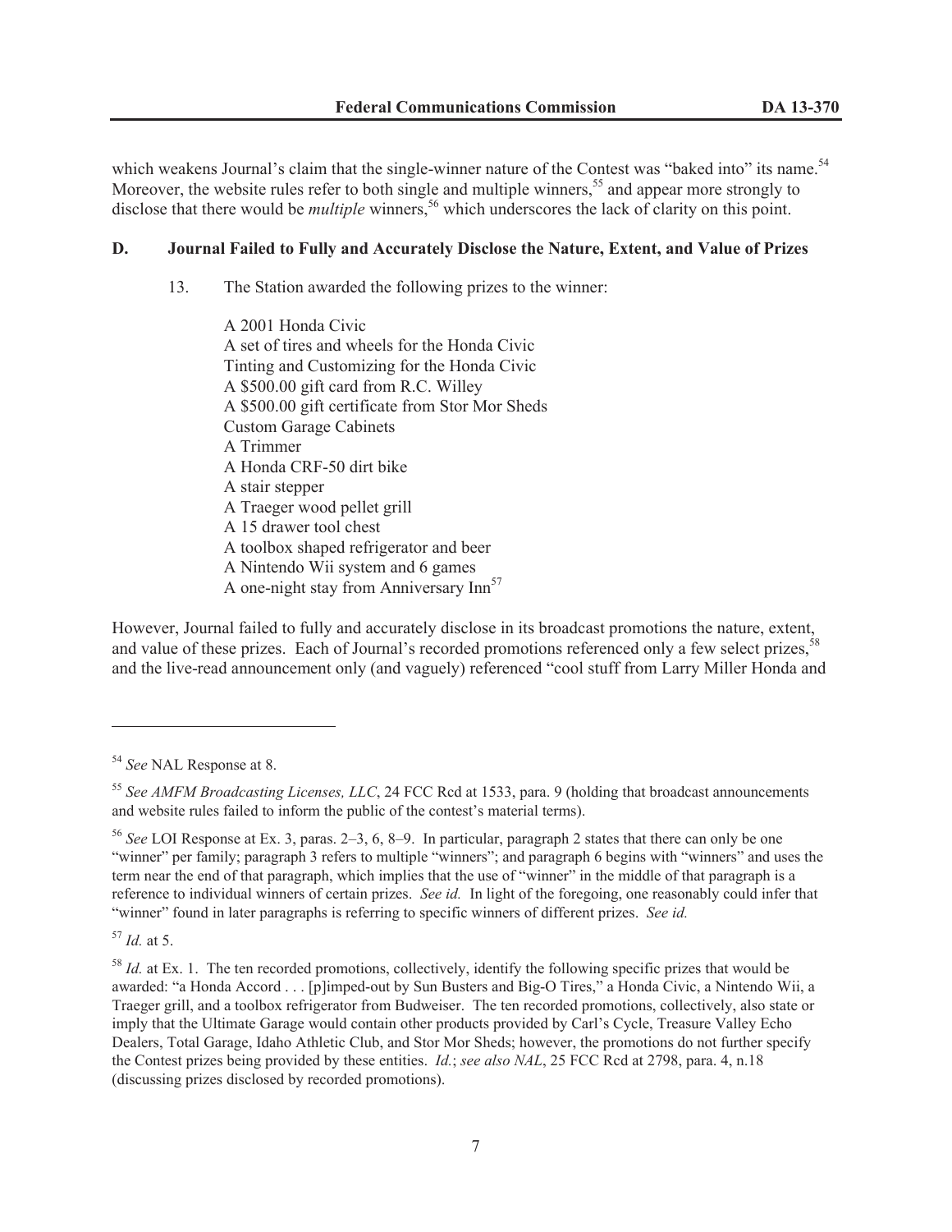which weakens Journal's claim that the single-winner nature of the Contest was "baked into" its name.[54] Moreover, the website rules refer to both single and multiple winners,[55] and appear more strongly to disclose that there would be *multiple* winners,[56] which underscores the lack of clarity on this point.

### D. Journal Failed to Fully and Accurately Disclose the Nature, Extent, and Value of Prizes

13. The Station awarded the following prizes to the winner:

A 2001 Honda Civic
A set of tires and wheels for the Honda Civic
Tinting and Customizing for the Honda Civic
A $500.00 gift card from R.C. Willey
A $500.00 gift certificate from Stor Mor Sheds
Custom Garage Cabinets
A Trimmer
A Honda CRF-50 dirt bike
A stair stepper
A Traeger wood pellet grill
A 15 drawer tool chest
A toolbox shaped refrigerator and beer
A Nintendo Wii system and 6 games
A one-night stay from Anniversary Inn[57]

However, Journal failed to fully and accurately disclose in its broadcast promotions the nature, extent, and value of these prizes. Each of Journal's recorded promotions referenced only a few select prizes,[58] and the live-read announcement only (and vaguely) referenced "cool stuff from Larry Miller Honda and

---

[54] *See* NAL Response at 8.

[55] *See AMFM Broadcasting Licenses, LLC*, 24 FCC Rcd at 1533, para. 9 (holding that broadcast announcements and website rules failed to inform the public of the contest's material terms).

[56] *See* LOI Response at Ex. 3, paras. 2–3, 6, 8–9. In particular, paragraph 2 states that there can only be one "winner" per family; paragraph 3 refers to multiple "winners"; and paragraph 6 begins with "winners" and uses the term near the end of that paragraph, which implies that the use of "winner" in the middle of that paragraph is a reference to individual winners of certain prizes. *See id.* In light of the foregoing, one reasonably could infer that "winner" found in later paragraphs is referring to specific winners of different prizes. *See id.*

[57] *Id.* at 5.

[58] *Id.* at Ex. 1. The ten recorded promotions, collectively, identify the following specific prizes that would be awarded: "a Honda Accord . . . [p]imped-out by Sun Busters and Big-O Tires," a Honda Civic, a Nintendo Wii, a Traeger grill, and a toolbox refrigerator from Budweiser. The ten recorded promotions, collectively, also state or imply that the Ultimate Garage would contain other products provided by Carl's Cycle, Treasure Valley Echo Dealers, Total Garage, Idaho Athletic Club, and Stor Mor Sheds; however, the promotions do not further specify the Contest prizes being provided by these entities. *Id.*; *see also NAL*, 25 FCC Rcd at 2798, para. 4, n.18 (discussing prizes disclosed by recorded promotions).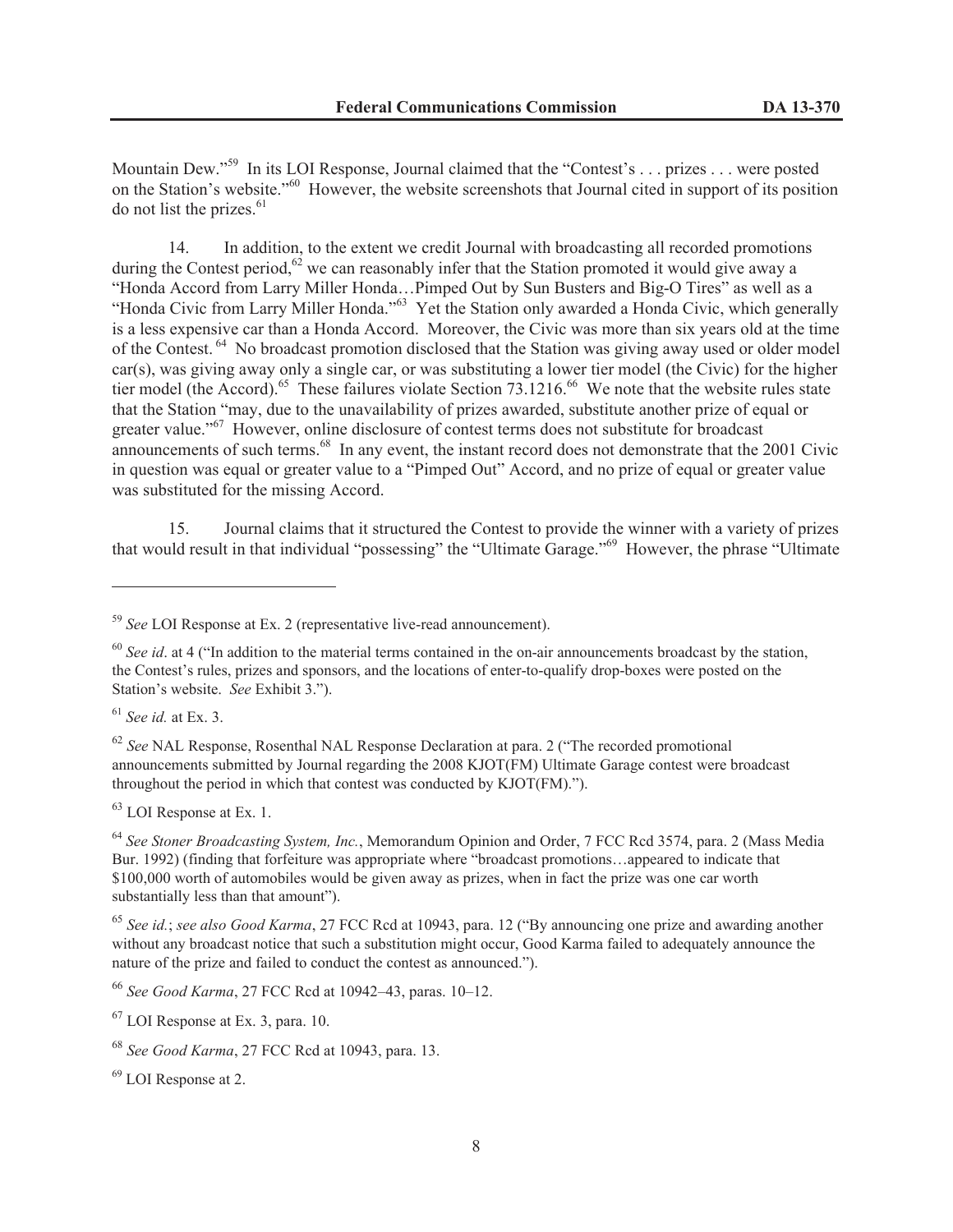Mountain Dew."[59] In its LOI Response, Journal claimed that the "Contest's . . . prizes . . . were posted on the Station's website."[60] However, the website screenshots that Journal cited in support of its position do not list the prizes.[61]

14. In addition, to the extent we credit Journal with broadcasting all recorded promotions during the Contest period,[62] we can reasonably infer that the Station promoted it would give away a "Honda Accord from Larry Miller Honda…Pimped Out by Sun Busters and Big-O Tires" as well as a "Honda Civic from Larry Miller Honda."[63] Yet the Station only awarded a Honda Civic, which generally is a less expensive car than a Honda Accord. Moreover, the Civic was more than six years old at the time of the Contest.[64] No broadcast promotion disclosed that the Station was giving away used or older model car(s), was giving away only a single car, or was substituting a lower tier model (the Civic) for the higher tier model (the Accord).[65] These failures violate Section 73.1216.[66] We note that the website rules state that the Station "may, due to the unavailability of prizes awarded, substitute another prize of equal or greater value."[67] However, online disclosure of contest terms does not substitute for broadcast announcements of such terms.[68] In any event, the instant record does not demonstrate that the 2001 Civic in question was equal or greater value to a "Pimped Out" Accord, and no prize of equal or greater value was substituted for the missing Accord.

15. Journal claims that it structured the Contest to provide the winner with a variety of prizes that would result in that individual "possessing" the "Ultimate Garage."[69] However, the phrase "Ultimate

---

[59] *See* LOI Response at Ex. 2 (representative live-read announcement).

[60] *See id*. at 4 ("In addition to the material terms contained in the on-air announcements broadcast by the station, the Contest's rules, prizes and sponsors, and the locations of enter-to-qualify drop-boxes were posted on the Station's website. *See* Exhibit 3.").

[61] *See id.* at Ex. 3.

[62] *See* NAL Response, Rosenthal NAL Response Declaration at para. 2 ("The recorded promotional announcements submitted by Journal regarding the 2008 KJOT(FM) Ultimate Garage contest were broadcast throughout the period in which that contest was conducted by KJOT(FM).").

[63] LOI Response at Ex. 1.

[64] *See Stoner Broadcasting System, Inc.*, Memorandum Opinion and Order, 7 FCC Rcd 3574, para. 2 (Mass Media Bur. 1992) (finding that forfeiture was appropriate where "broadcast promotions…appeared to indicate that \$100,000 worth of automobiles would be given away as prizes, when in fact the prize was one car worth substantially less than that amount").

[65] *See id.*; *see also Good Karma*, 27 FCC Rcd at 10943, para. 12 ("By announcing one prize and awarding another without any broadcast notice that such a substitution might occur, Good Karma failed to adequately announce the nature of the prize and failed to conduct the contest as announced.").

[66] *See Good Karma*, 27 FCC Rcd at 10942–43, paras. 10–12.

[67] LOI Response at Ex. 3, para. 10.

[68] *See Good Karma*, 27 FCC Rcd at 10943, para. 13.

[69] LOI Response at 2.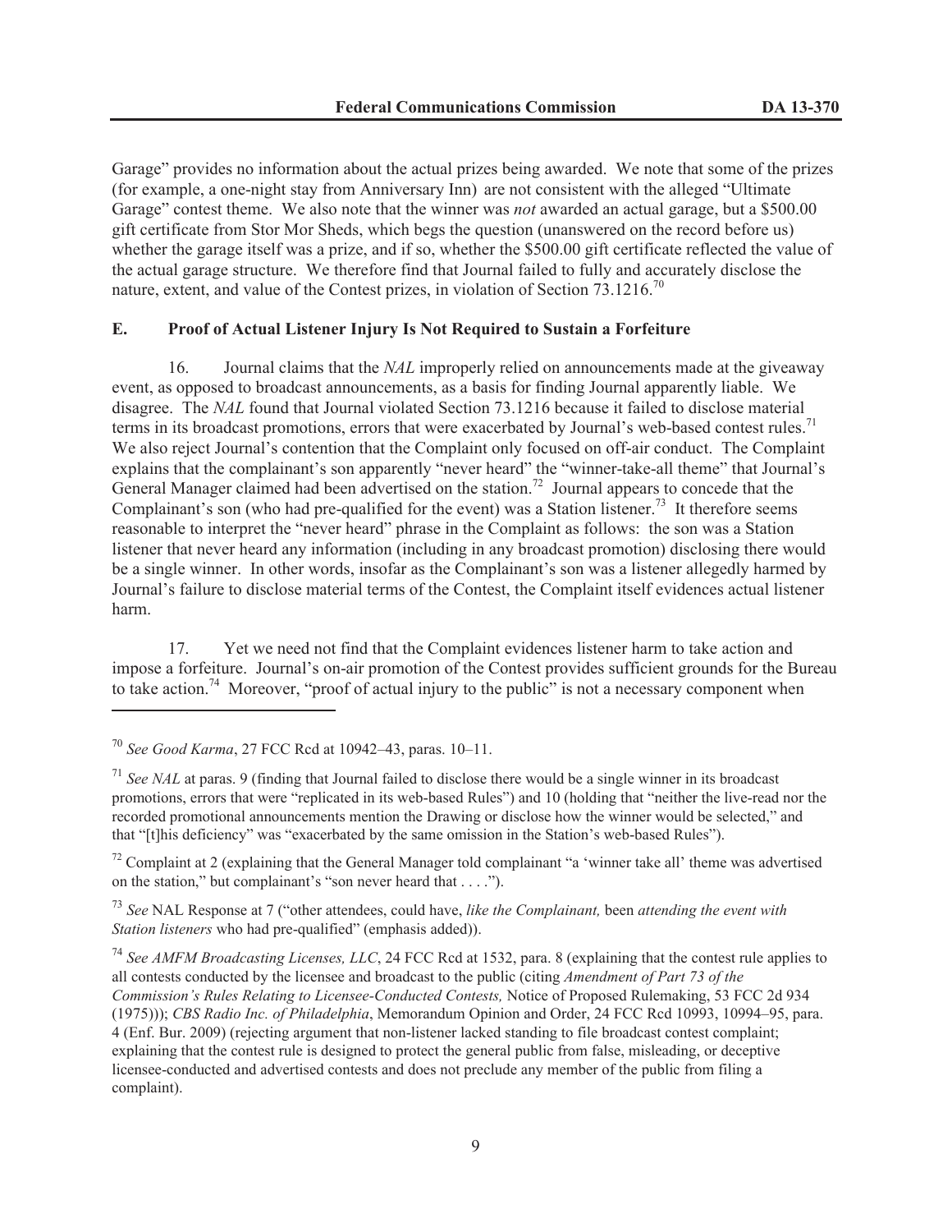Garage" provides no information about the actual prizes being awarded. We note that some of the prizes (for example, a one-night stay from Anniversary Inn) are not consistent with the alleged "Ultimate Garage" contest theme. We also note that the winner was *not* awarded an actual garage, but a $500.00 gift certificate from Stor Mor Sheds, which begs the question (unanswered on the record before us) whether the garage itself was a prize, and if so, whether the $500.00 gift certificate reflected the value of the actual garage structure. We therefore find that Journal failed to fully and accurately disclose the nature, extent, and value of the Contest prizes, in violation of Section 73.1216.[70]

### E. Proof of Actual Listener Injury Is Not Required to Sustain a Forfeiture

16. Journal claims that the *NAL* improperly relied on announcements made at the giveaway event, as opposed to broadcast announcements, as a basis for finding Journal apparently liable. We disagree. The *NAL* found that Journal violated Section 73.1216 because it failed to disclose material terms in its broadcast promotions, errors that were exacerbated by Journal's web-based contest rules.[71] We also reject Journal's contention that the Complaint only focused on off-air conduct. The Complaint explains that the complainant's son apparently "never heard" the "winner-take-all theme" that Journal's General Manager claimed had been advertised on the station.[72] Journal appears to concede that the Complainant's son (who had pre-qualified for the event) was a Station listener.[73] It therefore seems reasonable to interpret the "never heard" phrase in the Complaint as follows: the son was a Station listener that never heard any information (including in any broadcast promotion) disclosing there would be a single winner. In other words, insofar as the Complainant's son was a listener allegedly harmed by Journal's failure to disclose material terms of the Contest, the Complaint itself evidences actual listener harm.

17. Yet we need not find that the Complaint evidences listener harm to take action and impose a forfeiture. Journal's on-air promotion of the Contest provides sufficient grounds for the Bureau to take action.[74] Moreover, "proof of actual injury to the public" is not a necessary component when

---

[70] *See Good Karma*, 27 FCC Rcd at 10942–43, paras. 10–11.

[71] *See NAL* at paras. 9 (finding that Journal failed to disclose there would be a single winner in its broadcast promotions, errors that were "replicated in its web-based Rules") and 10 (holding that "neither the live-read nor the recorded promotional announcements mention the Drawing or disclose how the winner would be selected," and that "[t]his deficiency" was "exacerbated by the same omission in the Station's web-based Rules").

[72] Complaint at 2 (explaining that the General Manager told complainant "a 'winner take all' theme was advertised on the station," but complainant's "son never heard that . . . .").

[73] *See* NAL Response at 7 ("other attendees, could have, *like the Complainant,* been *attending the event with Station listeners* who had pre-qualified" (emphasis added)).

[74] *See AMFM Broadcasting Licenses, LLC*, 24 FCC Rcd at 1532, para. 8 (explaining that the contest rule applies to all contests conducted by the licensee and broadcast to the public (citing *Amendment of Part 73 of the Commission's Rules Relating to Licensee-Conducted Contests,* Notice of Proposed Rulemaking, 53 FCC 2d 934 (1975))); *CBS Radio Inc. of Philadelphia*, Memorandum Opinion and Order, 24 FCC Rcd 10993, 10994–95, para. 4 (Enf. Bur. 2009) (rejecting argument that non-listener lacked standing to file broadcast contest complaint; explaining that the contest rule is designed to protect the general public from false, misleading, or deceptive licensee-conducted and advertised contests and does not preclude any member of the public from filing a complaint).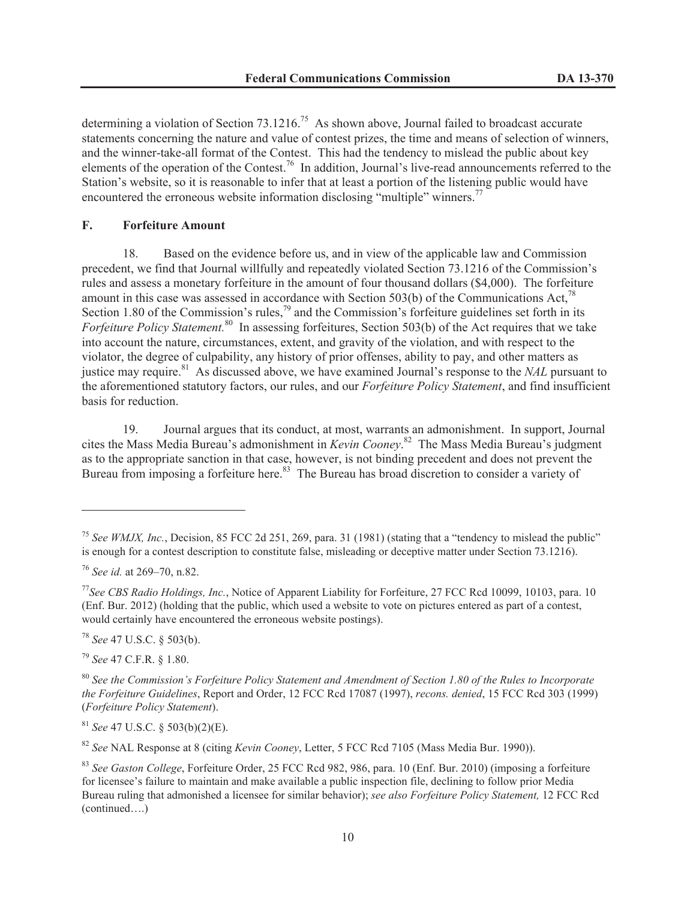determining a violation of Section 73.1216.[75] As shown above, Journal failed to broadcast accurate statements concerning the nature and value of contest prizes, the time and means of selection of winners, and the winner-take-all format of the Contest. This had the tendency to mislead the public about key elements of the operation of the Contest.[76] In addition, Journal's live-read announcements referred to the Station's website, so it is reasonable to infer that at least a portion of the listening public would have encountered the erroneous website information disclosing "multiple" winners.[77]

### F. Forfeiture Amount

18. Based on the evidence before us, and in view of the applicable law and Commission precedent, we find that Journal willfully and repeatedly violated Section 73.1216 of the Commission's rules and assess a monetary forfeiture in the amount of four thousand dollars ($4,000). The forfeiture amount in this case was assessed in accordance with Section 503(b) of the Communications Act,[78] Section 1.80 of the Commission's rules,[79] and the Commission's forfeiture guidelines set forth in its *Forfeiture Policy Statement.*[80] In assessing forfeitures, Section 503(b) of the Act requires that we take into account the nature, circumstances, extent, and gravity of the violation, and with respect to the violator, the degree of culpability, any history of prior offenses, ability to pay, and other matters as justice may require.[81] As discussed above, we have examined Journal's response to the *NAL* pursuant to the aforementioned statutory factors, our rules, and our *Forfeiture Policy Statement*, and find insufficient basis for reduction.

19. Journal argues that its conduct, at most, warrants an admonishment. In support, Journal cites the Mass Media Bureau's admonishment in *Kevin Cooney*.[82] The Mass Media Bureau's judgment as to the appropriate sanction in that case, however, is not binding precedent and does not prevent the Bureau from imposing a forfeiture here.[83] The Bureau has broad discretion to consider a variety of

---

[75] *See WMJX, Inc.*, Decision, 85 FCC 2d 251, 269, para. 31 (1981) (stating that a "tendency to mislead the public" is enough for a contest description to constitute false, misleading or deceptive matter under Section 73.1216).

[76] *See id.* at 269–70, n.82.

[77] *See CBS Radio Holdings, Inc.*, Notice of Apparent Liability for Forfeiture, 27 FCC Rcd 10099, 10103, para. 10 (Enf. Bur. 2012) (holding that the public, which used a website to vote on pictures entered as part of a contest, would certainly have encountered the erroneous website postings).

[78] *See* 47 U.S.C. § 503(b).

[79] *See* 47 C.F.R. § 1.80.

[80] *See the Commission's Forfeiture Policy Statement and Amendment of Section 1.80 of the Rules to Incorporate the Forfeiture Guidelines*, Report and Order, 12 FCC Rcd 17087 (1997), *recons. denied*, 15 FCC Rcd 303 (1999) (*Forfeiture Policy Statement*).

[81] *See* 47 U.S.C. § 503(b)(2)(E).

[82] *See* NAL Response at 8 (citing *Kevin Cooney*, Letter, 5 FCC Rcd 7105 (Mass Media Bur. 1990)).

[83] *See Gaston College*, Forfeiture Order, 25 FCC Rcd 982, 986, para. 10 (Enf. Bur. 2010) (imposing a forfeiture for licensee's failure to maintain and make available a public inspection file, declining to follow prior Media Bureau ruling that admonished a licensee for similar behavior); *see also Forfeiture Policy Statement,* 12 FCC Rcd (continued….)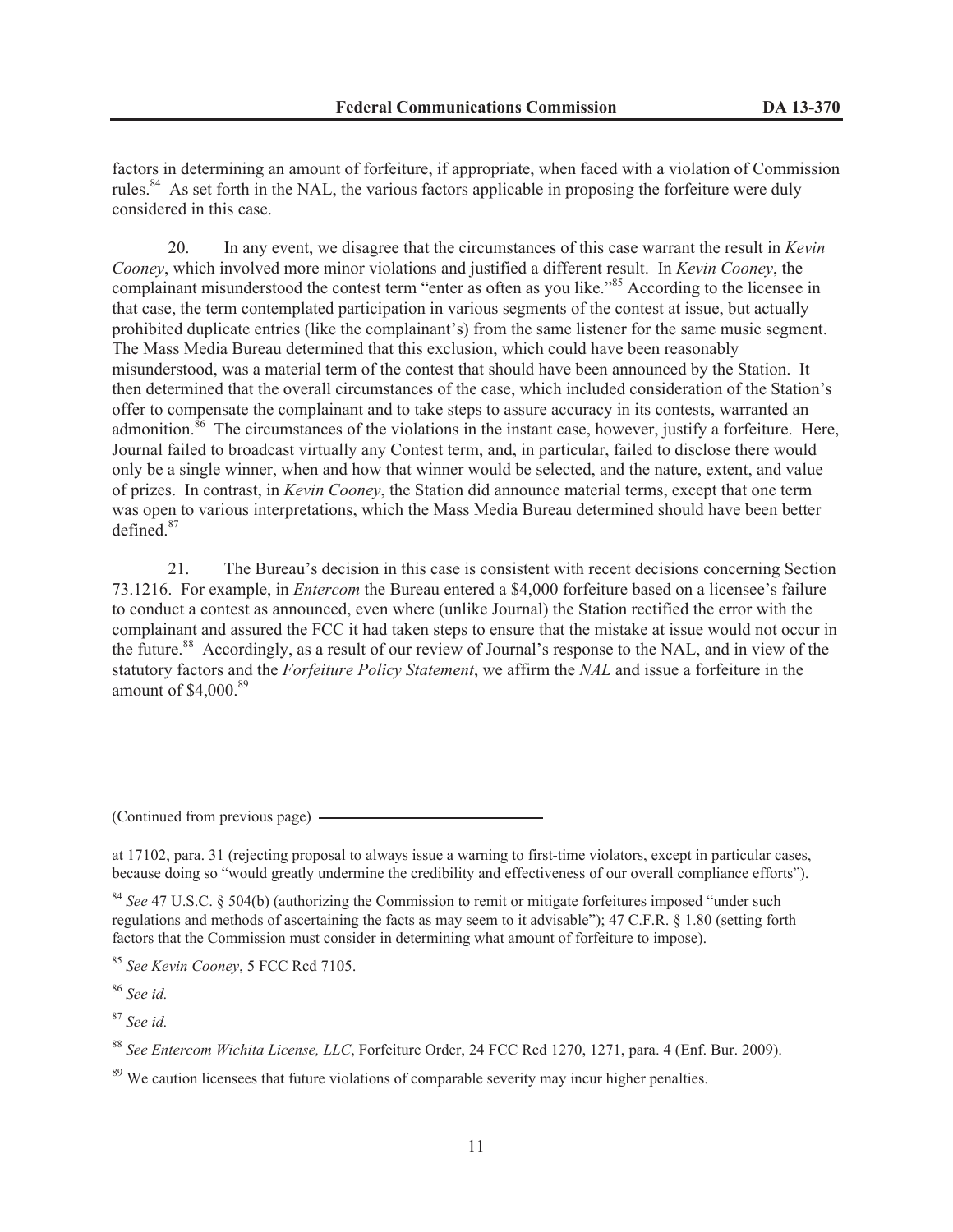factors in determining an amount of forfeiture, if appropriate, when faced with a violation of Commission rules.[84] As set forth in the NAL, the various factors applicable in proposing the forfeiture were duly considered in this case.

20. In any event, we disagree that the circumstances of this case warrant the result in *Kevin Cooney*, which involved more minor violations and justified a different result. In *Kevin Cooney*, the complainant misunderstood the contest term "enter as often as you like."[85] According to the licensee in that case, the term contemplated participation in various segments of the contest at issue, but actually prohibited duplicate entries (like the complainant's) from the same listener for the same music segment. The Mass Media Bureau determined that this exclusion, which could have been reasonably misunderstood, was a material term of the contest that should have been announced by the Station. It then determined that the overall circumstances of the case, which included consideration of the Station's offer to compensate the complainant and to take steps to assure accuracy in its contests, warranted an admonition.[86] The circumstances of the violations in the instant case, however, justify a forfeiture. Here, Journal failed to broadcast virtually any Contest term, and, in particular, failed to disclose there would only be a single winner, when and how that winner would be selected, and the nature, extent, and value of prizes. In contrast, in *Kevin Cooney*, the Station did announce material terms, except that one term was open to various interpretations, which the Mass Media Bureau determined should have been better defined.[87]

21. The Bureau's decision in this case is consistent with recent decisions concerning Section 73.1216. For example, in *Entercom* the Bureau entered a $4,000 forfeiture based on a licensee's failure to conduct a contest as announced, even where (unlike Journal) the Station rectified the error with the complainant and assured the FCC it had taken steps to ensure that the mistake at issue would not occur in the future.[88] Accordingly, as a result of our review of Journal's response to the NAL, and in view of the statutory factors and the *Forfeiture Policy Statement*, we affirm the *NAL* and issue a forfeiture in the amount of $4,000.[89]

(Continued from previous page)

at 17102, para. 31 (rejecting proposal to always issue a warning to first-time violators, except in particular cases, because doing so "would greatly undermine the credibility and effectiveness of our overall compliance efforts").

[84] *See* 47 U.S.C. § 504(b) (authorizing the Commission to remit or mitigate forfeitures imposed "under such regulations and methods of ascertaining the facts as may seem to it advisable"); 47 C.F.R. § 1.80 (setting forth factors that the Commission must consider in determining what amount of forfeiture to impose).

[85] *See Kevin Cooney*, 5 FCC Rcd 7105.

[86] *See id.*

[87] *See id.*

[88] *See Entercom Wichita License, LLC*, Forfeiture Order, 24 FCC Rcd 1270, 1271, para. 4 (Enf. Bur. 2009).

[89] We caution licensees that future violations of comparable severity may incur higher penalties.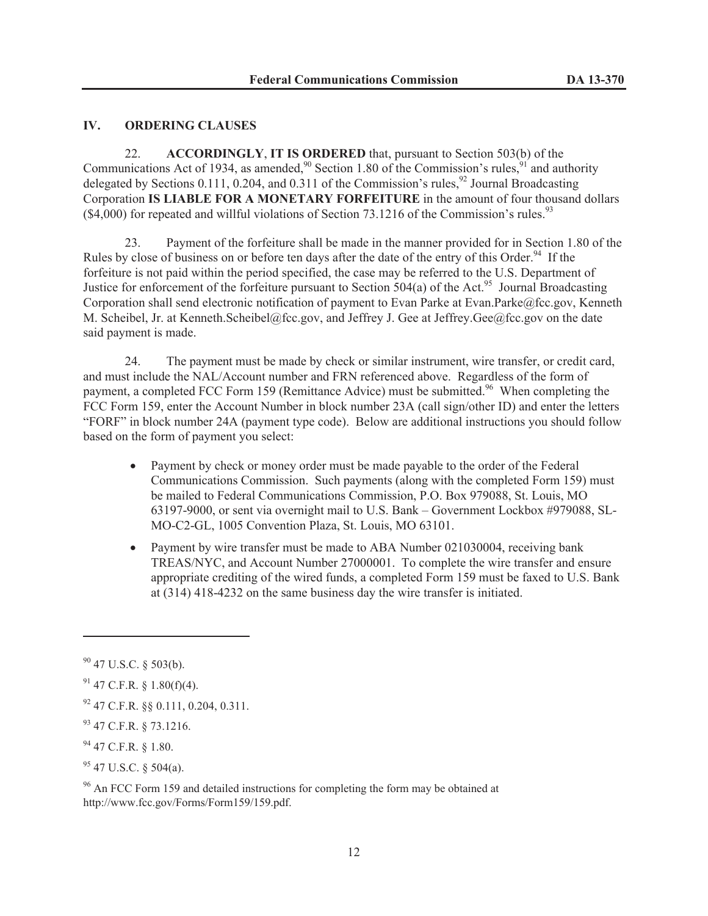## IV. ORDERING CLAUSES

22. **ACCORDINGLY**, **IT IS ORDERED** that, pursuant to Section 503(b) of the Communications Act of 1934, as amended,[90] Section 1.80 of the Commission's rules,[91] and authority delegated by Sections 0.111, 0.204, and 0.311 of the Commission's rules,[92] Journal Broadcasting Corporation **IS LIABLE FOR A MONETARY FORFEITURE** in the amount of four thousand dollars ($4,000) for repeated and willful violations of Section 73.1216 of the Commission's rules.[93]

23. Payment of the forfeiture shall be made in the manner provided for in Section 1.80 of the Rules by close of business on or before ten days after the date of the entry of this Order.[94] If the forfeiture is not paid within the period specified, the case may be referred to the U.S. Department of Justice for enforcement of the forfeiture pursuant to Section 504(a) of the Act.[95] Journal Broadcasting Corporation shall send electronic notification of payment to Evan Parke at Evan.Parke@fcc.gov, Kenneth M. Scheibel, Jr. at Kenneth.Scheibel@fcc.gov, and Jeffrey J. Gee at Jeffrey.Gee@fcc.gov on the date said payment is made.

24. The payment must be made by check or similar instrument, wire transfer, or credit card, and must include the NAL/Account number and FRN referenced above. Regardless of the form of payment, a completed FCC Form 159 (Remittance Advice) must be submitted.[96] When completing the FCC Form 159, enter the Account Number in block number 23A (call sign/other ID) and enter the letters "FORF" in block number 24A (payment type code). Below are additional instructions you should follow based on the form of payment you select:

- Payment by check or money order must be made payable to the order of the Federal Communications Commission. Such payments (along with the completed Form 159) must be mailed to Federal Communications Commission, P.O. Box 979088, St. Louis, MO 63197-9000, or sent via overnight mail to U.S. Bank – Government Lockbox #979088, SL-MO-C2-GL, 1005 Convention Plaza, St. Louis, MO 63101.
- Payment by wire transfer must be made to ABA Number 021030004, receiving bank TREAS/NYC, and Account Number 27000001. To complete the wire transfer and ensure appropriate crediting of the wired funds, a completed Form 159 must be faxed to U.S. Bank at (314) 418-4232 on the same business day the wire transfer is initiated.

---

[90] 47 U.S.C. § 503(b).

[91] 47 C.F.R. § 1.80(f)(4).

[92] 47 C.F.R. §§ 0.111, 0.204, 0.311.

[93] 47 C.F.R. § 73.1216.

[94] 47 C.F.R. § 1.80.

[95] 47 U.S.C. § 504(a).

[96] An FCC Form 159 and detailed instructions for completing the form may be obtained at http://www.fcc.gov/Forms/Form159/159.pdf.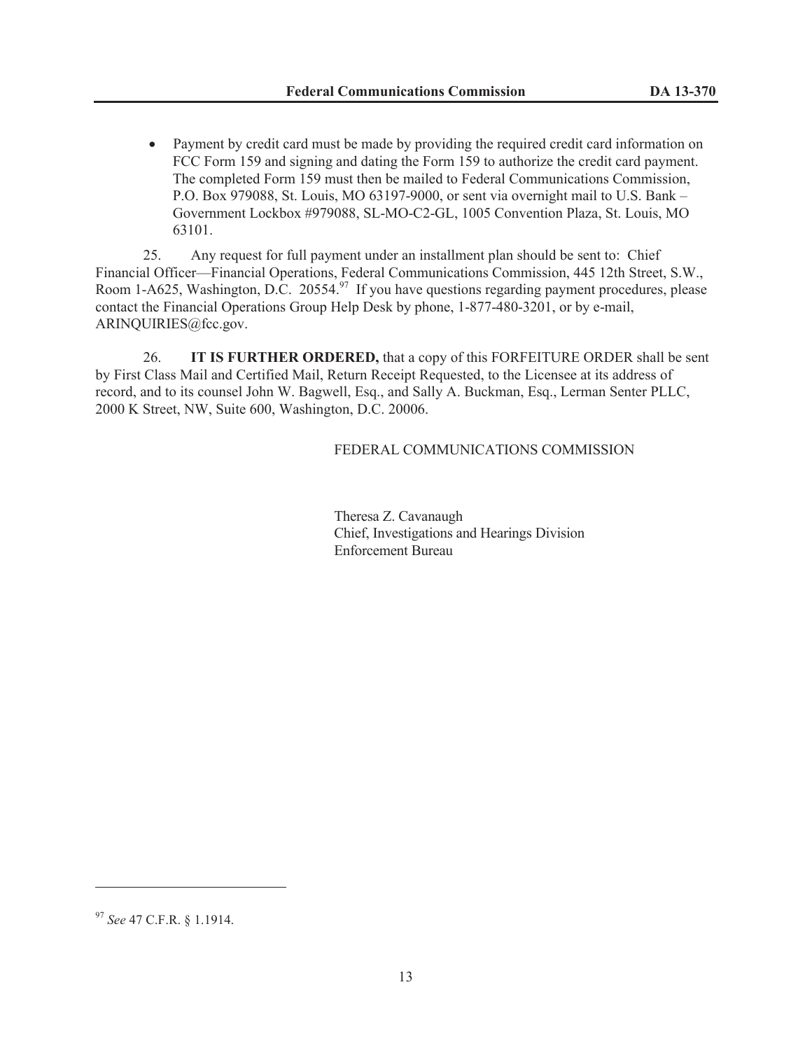- Payment by credit card must be made by providing the required credit card information on FCC Form 159 and signing and dating the Form 159 to authorize the credit card payment. The completed Form 159 must then be mailed to Federal Communications Commission, P.O. Box 979088, St. Louis, MO 63197-9000, or sent via overnight mail to U.S. Bank – Government Lockbox #979088, SL-MO-C2-GL, 1005 Convention Plaza, St. Louis, MO 63101.

25. Any request for full payment under an installment plan should be sent to: Chief Financial Officer—Financial Operations, Federal Communications Commission, 445 12th Street, S.W., Room 1-A625, Washington, D.C. 20554.[97] If you have questions regarding payment procedures, please contact the Financial Operations Group Help Desk by phone, 1-877-480-3201, or by e-mail, ARINQUIRIES@fcc.gov.

26. **IT IS FURTHER ORDERED,** that a copy of this FORFEITURE ORDER shall be sent by First Class Mail and Certified Mail, Return Receipt Requested, to the Licensee at its address of record, and to its counsel John W. Bagwell, Esq., and Sally A. Buckman, Esq., Lerman Senter PLLC, 2000 K Street, NW, Suite 600, Washington, D.C. 20006.

FEDERAL COMMUNICATIONS COMMISSION

Theresa Z. Cavanaugh
Chief, Investigations and Hearings Division
Enforcement Bureau

---

[97] *See* 47 C.F.R. § 1.1914.